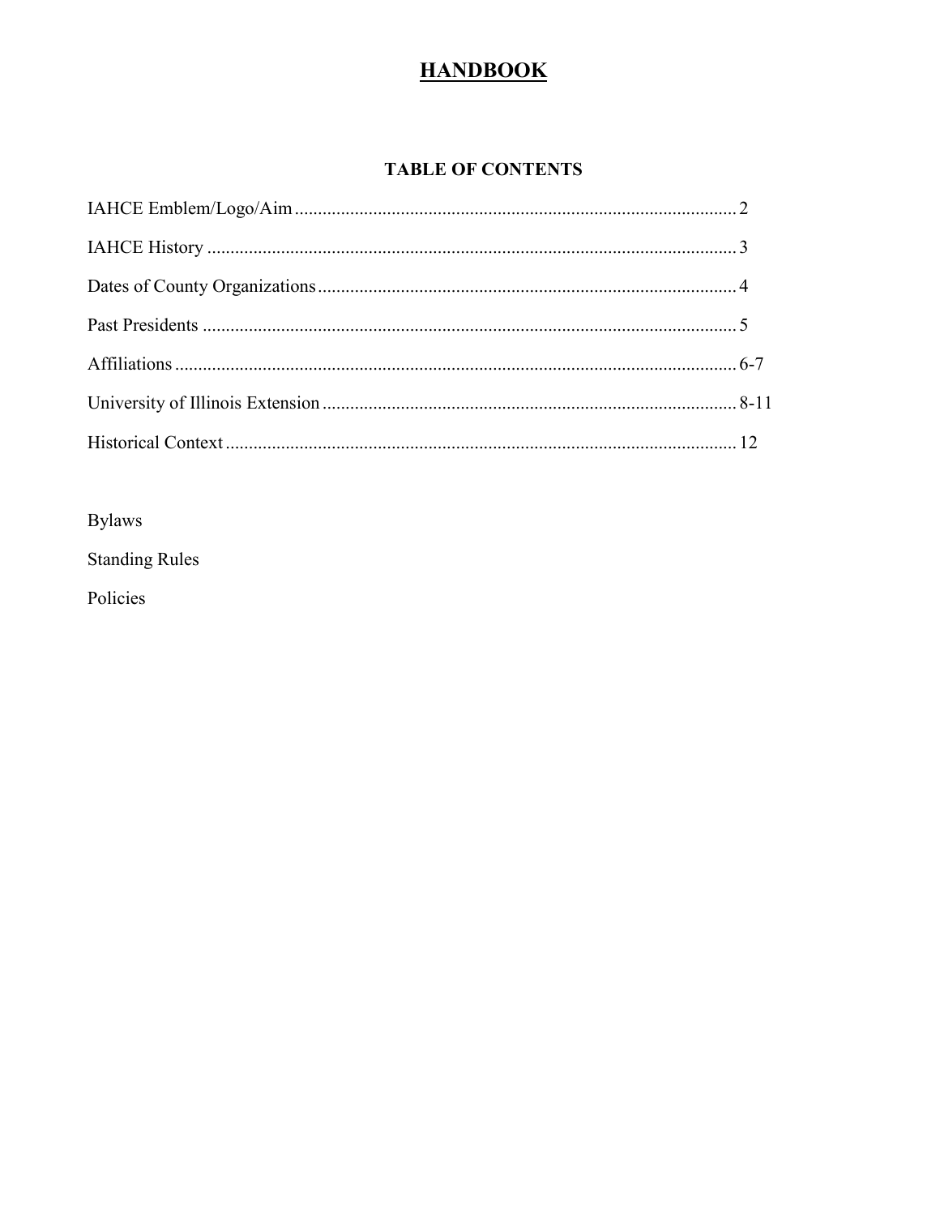# HANDBOOK

## TABLE OF CONTENTS

IAHCE Emblem/Logo/Aim ........................................ 2

IAHCE History ........................................ 3

Dates of County Organizations ........................................ 4

Past Presidents ........................................ 5

Affiliations ........................................ 6-7

University of Illinois Extension ........................................ 8-11

Historical Context ........................................ 12

Bylaws

Standing Rules

Policies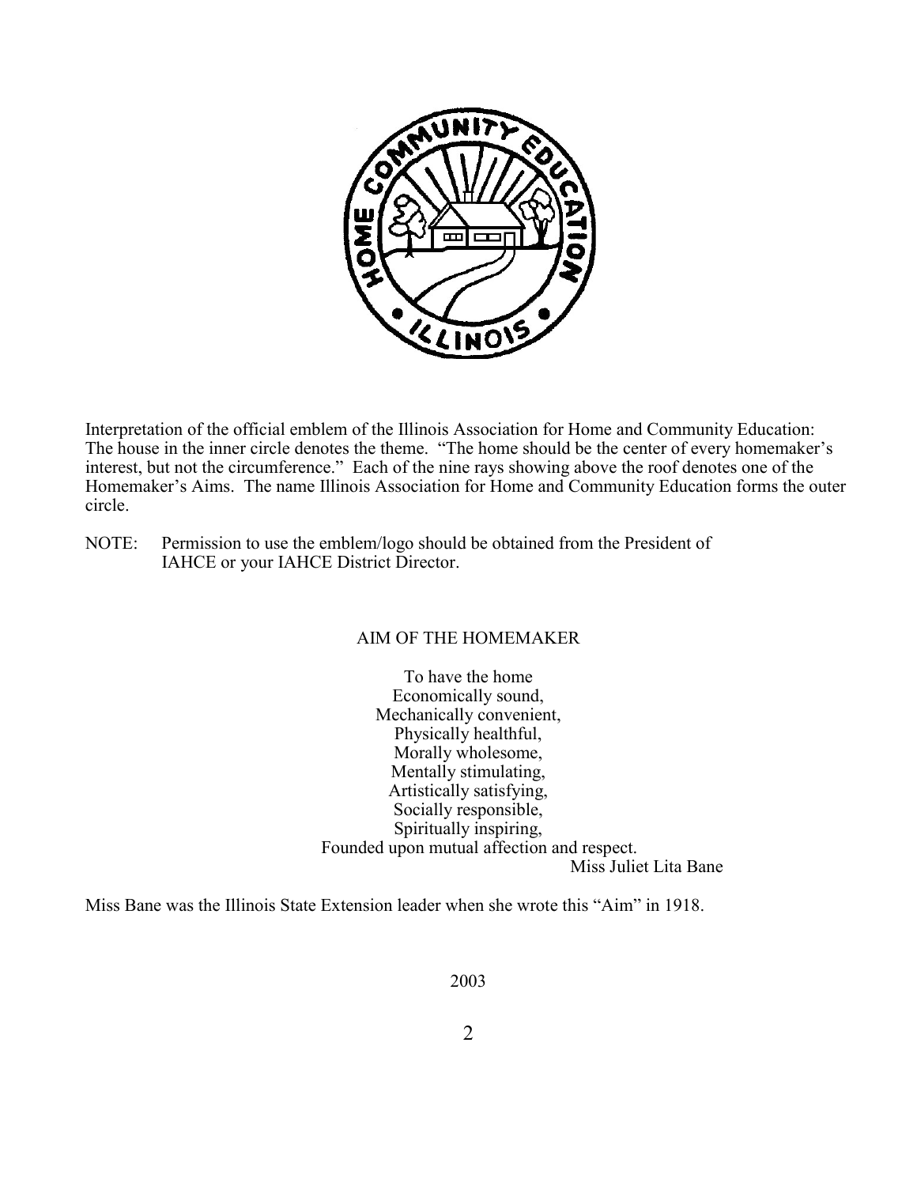Interpretation of the official emblem of the Illinois Association for Home and Community Education: The house in the inner circle denotes the theme. "The home should be the center of every homemaker's interest, but not the circumference." Each of the nine rays showing above the roof denotes one of the Homemaker's Aims. The name Illinois Association for Home and Community Education forms the outer circle.

NOTE: Permission to use the emblem/logo should be obtained from the President of IAHCE or your IAHCE District Director.

## AIM OF THE HOMEMAKER

To have the home  
Economically sound,  
Mechanically convenient,  
Physically healthful,  
Morally wholesome,  
Mentally stimulating,  
Artistically satisfying,  
Socially responsible,  
Spiritually inspiring,  
Founded upon mutual affection and respect.

Miss Juliet Lita Bane

Miss Bane was the Illinois State Extension leader when she wrote this "Aim" in 1918.

2003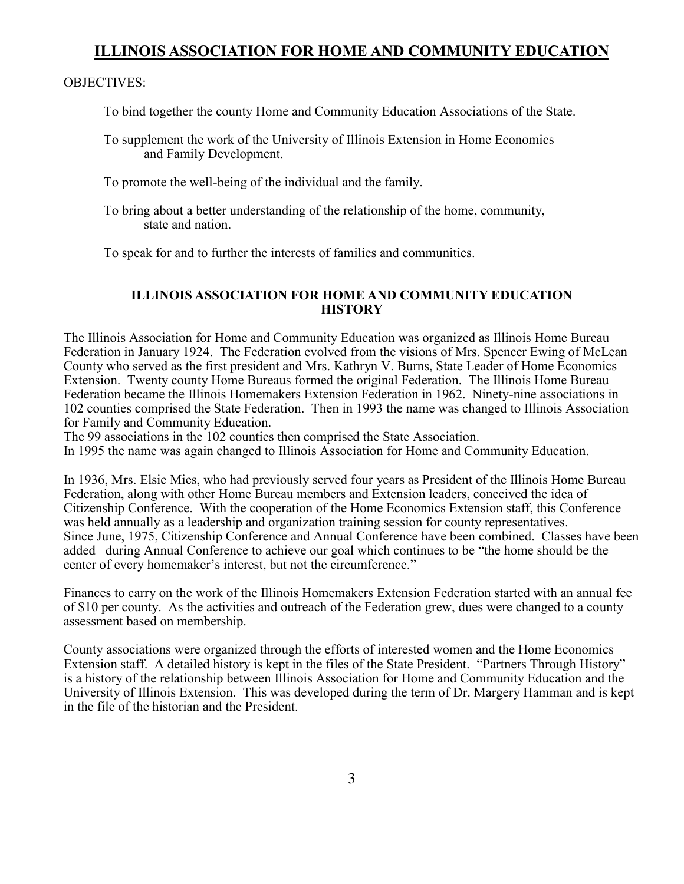# ILLINOIS ASSOCIATION FOR HOME AND COMMUNITY EDUCATION

OBJECTIVES:

To bind together the county Home and Community Education Associations of the State.

To supplement the work of the University of Illinois Extension in Home Economics and Family Development.

To promote the well-being of the individual and the family.

To bring about a better understanding of the relationship of the home, community, state and nation.

To speak for and to further the interests of families and communities.

## ILLINOIS ASSOCIATION FOR HOME AND COMMUNITY EDUCATION HISTORY

The Illinois Association for Home and Community Education was organized as Illinois Home Bureau Federation in January 1924. The Federation evolved from the visions of Mrs. Spencer Ewing of McLean County who served as the first president and Mrs. Kathryn V. Burns, State Leader of Home Economics Extension. Twenty county Home Bureaus formed the original Federation. The Illinois Home Bureau Federation became the Illinois Homemakers Extension Federation in 1962. Ninety-nine associations in 102 counties comprised the State Federation. Then in 1993 the name was changed to Illinois Association for Family and Community Education.
The 99 associations in the 102 counties then comprised the State Association.
In 1995 the name was again changed to Illinois Association for Home and Community Education.

In 1936, Mrs. Elsie Mies, who had previously served four years as President of the Illinois Home Bureau Federation, along with other Home Bureau members and Extension leaders, conceived the idea of Citizenship Conference. With the cooperation of the Home Economics Extension staff, this Conference was held annually as a leadership and organization training session for county representatives. Since June, 1975, Citizenship Conference and Annual Conference have been combined. Classes have been added during Annual Conference to achieve our goal which continues to be "the home should be the center of every homemaker's interest, but not the circumference."

Finances to carry on the work of the Illinois Homemakers Extension Federation started with an annual fee of $10 per county. As the activities and outreach of the Federation grew, dues were changed to a county assessment based on membership.

County associations were organized through the efforts of interested women and the Home Economics Extension staff. A detailed history is kept in the files of the State President. "Partners Through History" is a history of the relationship between Illinois Association for Home and Community Education and the University of Illinois Extension. This was developed during the term of Dr. Margery Hamman and is kept in the file of the historian and the President.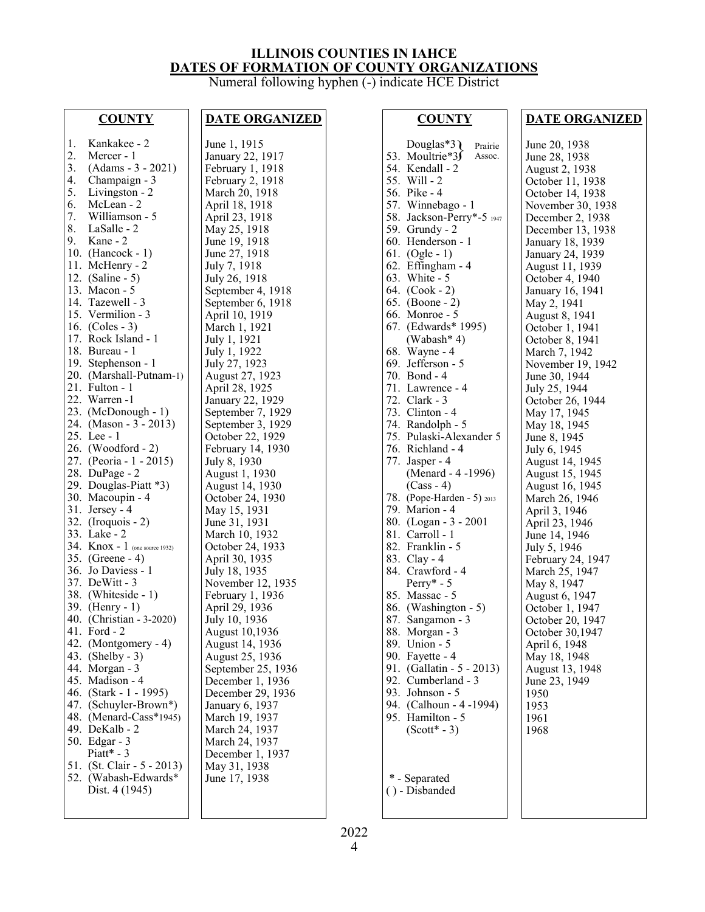# ILLINOIS COUNTIES IN IAHCE
## DATES OF FORMATION OF COUNTY ORGANIZATIONS

Numeral following hyphen (-) indicate HCE District

| COUNTY | DATE ORGANIZED |
|---|---|
| 1. Kankakee - 2 | June 1, 1915 |
| 2. Mercer - 1 | January 22, 1917 |
| 3. (Adams - 3 - 2021) | February 1, 1918 |
| 4. Champaign - 3 | February 2, 1918 |
| 5. Livingston - 2 | March 20, 1918 |
| 6. McLean - 2 | April 18, 1918 |
| 7. Williamson - 5 | April 23, 1918 |
| 8. LaSalle - 2 | May 25, 1918 |
| 9. Kane - 2 | June 19, 1918 |
| 10. (Hancock - 1) | June 27, 1918 |
| 11. McHenry - 2 | July 7, 1918 |
| 12. (Saline - 5) | July 26, 1918 |
| 13. Macon - 5 | September 4, 1918 |
| 14. Tazewell - 3 | September 6, 1918 |
| 15. Vermilion - 3 | April 10, 1919 |
| 16. (Coles - 3) | March 1, 1921 |
| 17. Rock Island - 1 | July 1, 1921 |
| 18. Bureau - 1 | July 1, 1922 |
| 19. Stephenson - 1 | July 27, 1923 |
| 20. (Marshall-Putnam-1) | August 27, 1923 |
| 21. Fulton - 1 | April 28, 1925 |
| 22. Warren -1 | January 22, 1929 |
| 23. (McDonough - 1) | September 7, 1929 |
| 24. (Mason - 3 - 2013) | September 3, 1929 |
| 25. Lee - 1 | October 22, 1929 |
| 26. (Woodford - 2) | February 14, 1930 |
| 27. (Peoria - 1 - 2015) | July 8, 1930 |
| 28. DuPage - 2 | August 1, 1930 |
| 29. Douglas-Piatt *3) | August 14, 1930 |
| 30. Macoupin - 4 | October 24, 1930 |
| 31. Jersey - 4 | May 15, 1931 |
| 32. (Iroquois - 2) | June 31, 1931 |
| 33. Lake - 2 | March 10, 1932 |
| 34. Knox - 1 (one source 1932) | October 24, 1933 |
| 35. (Greene - 4) | April 30, 1935 |
| 36. Jo Daviess - 1 | July 18, 1935 |
| 37. DeWitt - 3 | November 12, 1935 |
| 38. (Whiteside - 1) | February 1, 1936 |
| 39. (Henry - 1) | April 29, 1936 |
| 40. (Christian - 3-2020) | July 10, 1936 |
| 41. Ford - 2 | August 10,1936 |
| 42. (Montgomery - 4) | August 14, 1936 |
| 43. (Shelby - 3) | August 25, 1936 |
| 44. Morgan - 3 | September 25, 1936 |
| 45. Madison - 4 | December 1, 1936 |
| 46. (Stark - 1 - 1995) | December 29, 1936 |
| 47. (Schuyler-Brown*) | January 6, 1937 |
| 48. (Menard-Cass*1945) | March 19, 1937 |
| 49. DeKalb - 2 | March 24, 1937 |
| 50. Edgar - 3 | March 24, 1937 |
| Piatt* - 3 | December 1, 1937 |
| 51. (St. Clair - 5 - 2013) | May 31, 1938 |
| 52. (Wabash-Edwards* Dist. 4 (1945) | June 17, 1938 |
| Douglas*3 } Prairie Assoc. | June 20, 1938 |
| 53. Moultrie*3 } Prairie Assoc. | June 28, 1938 |
| 54. Kendall - 2 | August 2, 1938 |
| 55. Will - 2 | October 11, 1938 |
| 56. Pike - 4 | October 14, 1938 |
| 57. Winnebago - 1 | November 30, 1938 |
| 58. Jackson-Perry*-5 1947 | December 2, 1938 |
| 59. Grundy - 2 | December 13, 1938 |
| 60. Henderson - 1 | January 18, 1939 |
| 61. (Ogle - 1) | January 24, 1939 |
| 62. Effingham - 4 | August 11, 1939 |
| 63. White - 5 | October 4, 1940 |
| 64. (Cook - 2) | January 16, 1941 |
| 65. (Boone - 2) | May 2, 1941 |
| 66. Monroe - 5 | August 8, 1941 |
| 67. (Edwards* 1995) | October 1, 1941 |
| (Wabash* 4) | October 8, 1941 |
| 68. Wayne - 4 | March 7, 1942 |
| 69. Jefferson - 5 | November 19, 1942 |
| 70. Bond - 4 | June 30, 1944 |
| 71. Lawrence - 4 | July 25, 1944 |
| 72. Clark - 3 | October 26, 1944 |
| 73. Clinton - 4 | May 17, 1945 |
| 74. Randolph - 5 | May 18, 1945 |
| 75. Pulaski-Alexander 5 | June 8, 1945 |
| 76. Richland - 4 | July 6, 1945 |
| 77. Jasper - 4 | August 14, 1945 |
| (Menard - 4 -1996) | August 15, 1945 |
| (Cass - 4) | August 16, 1945 |
| 78. (Pope-Harden - 5) 2013 | March 26, 1946 |
| 79. Marion - 4 | April 3, 1946 |
| 80. (Logan - 3 - 2001 | April 23, 1946 |
| 81. Carroll - 1 | June 14, 1946 |
| 82. Franklin - 5 | July 5, 1946 |
| 83. Clay - 4 | February 24, 1947 |
| 84. Crawford - 4 | March 25, 1947 |
| Perry* - 5 | May 8, 1947 |
| 85. Massac - 5 | August 6, 1947 |
| 86. (Washington - 5) | October 1, 1947 |
| 87. Sangamon - 3 | October 20, 1947 |
| 88. Morgan - 3 | October 30,1947 |
| 89. Union - 5 | April 6, 1948 |
| 90. Fayette - 4 | May 18, 1948 |
| 91. (Gallatin - 5 - 2013) | August 13, 1948 |
| 92. Cumberland - 3 | June 23, 1949 |
| 93. Johnson - 5 | 1950 |
| 94. (Calhoun - 4 -1994) | 1953 |
| 95. Hamilton - 5 | 1961 |
| (Scott* - 3) | 1968 |

\* - Separated
( ) - Disbanded

2022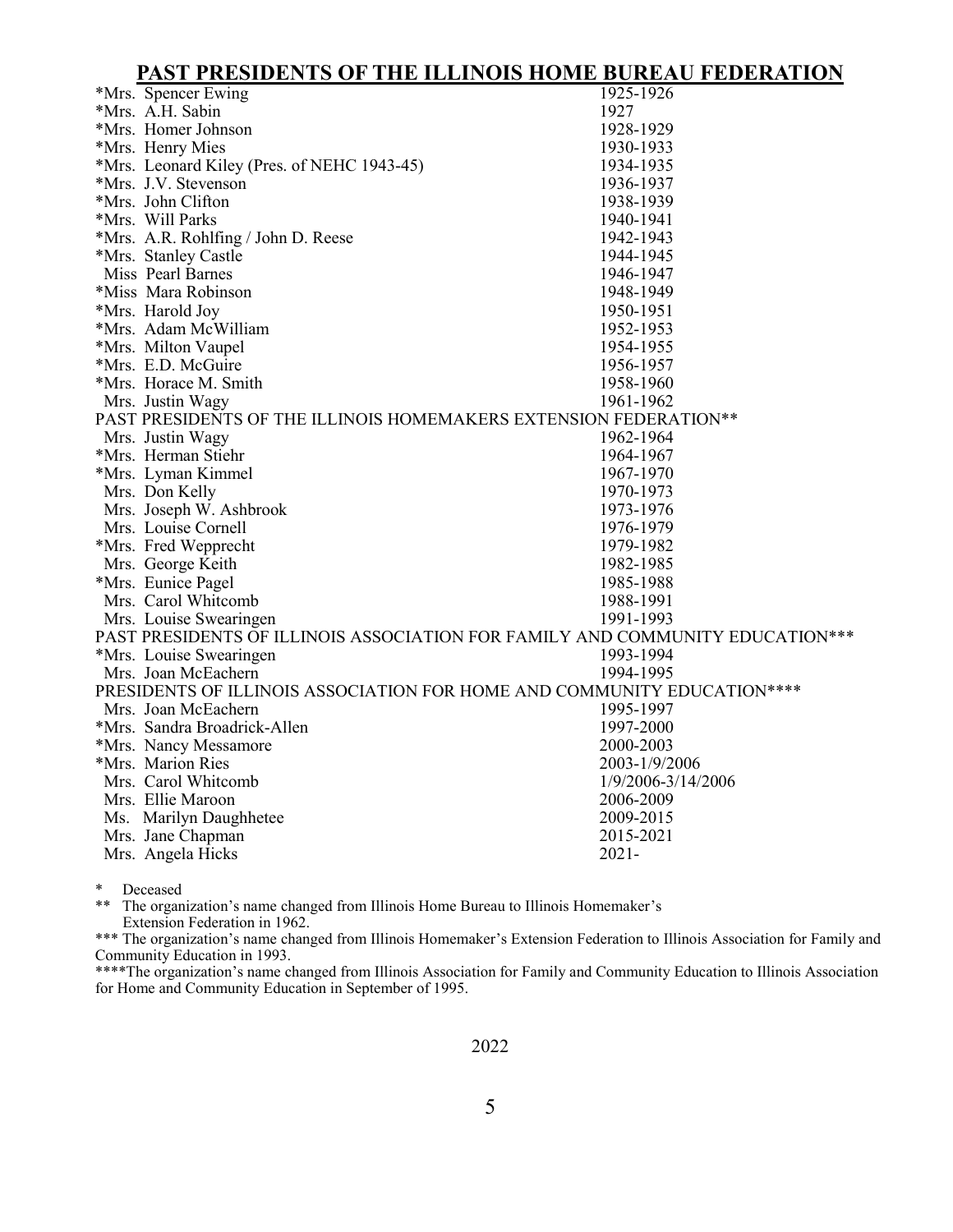# PAST PRESIDENTS OF THE ILLINOIS HOME BUREAU FEDERATION

| Name | Years |
|---|---|
| *Mrs. Spencer Ewing | 1925-1926 |
| *Mrs. A.H. Sabin | 1927 |
| *Mrs. Homer Johnson | 1928-1929 |
| *Mrs. Henry Mies | 1930-1933 |
| *Mrs. Leonard Kiley (Pres. of NEHC 1943-45) | 1934-1935 |
| *Mrs. J.V. Stevenson | 1936-1937 |
| *Mrs. John Clifton | 1938-1939 |
| *Mrs. Will Parks | 1940-1941 |
| *Mrs. A.R. Rohlfing / John D. Reese | 1942-1943 |
| *Mrs. Stanley Castle | 1944-1945 |
| Miss Pearl Barnes | 1946-1947 |
| *Miss Mara Robinson | 1948-1949 |
| *Mrs. Harold Joy | 1950-1951 |
| *Mrs. Adam McWilliam | 1952-1953 |
| *Mrs. Milton Vaupel | 1954-1955 |
| *Mrs. E.D. McGuire | 1956-1957 |
| *Mrs. Horace M. Smith | 1958-1960 |
| Mrs. Justin Wagy | 1961-1962 |
| **PAST PRESIDENTS OF THE ILLINOIS HOMEMAKERS EXTENSION FEDERATION**** | |
| Mrs. Justin Wagy | 1962-1964 |
| *Mrs. Herman Stiehr | 1964-1967 |
| *Mrs. Lyman Kimmel | 1967-1970 |
| Mrs. Don Kelly | 1970-1973 |
| Mrs. Joseph W. Ashbrook | 1973-1976 |
| Mrs. Louise Cornell | 1976-1979 |
| *Mrs. Fred Wepprecht | 1979-1982 |
| Mrs. George Keith | 1982-1985 |
| *Mrs. Eunice Pagel | 1985-1988 |
| Mrs. Carol Whitcomb | 1988-1991 |
| Mrs. Louise Swearingen | 1991-1993 |
| **PAST PRESIDENTS OF ILLINOIS ASSOCIATION FOR FAMILY AND COMMUNITY EDUCATION***** | |
| *Mrs. Louise Swearingen | 1993-1994 |
| Mrs. Joan McEachern | 1994-1995 |
| **PRESIDENTS OF ILLINOIS ASSOCIATION FOR HOME AND COMMUNITY EDUCATION****** | |
| Mrs. Joan McEachern | 1995-1997 |
| *Mrs. Sandra Broadrick-Allen | 1997-2000 |
| *Mrs. Nancy Messamore | 2000-2003 |
| *Mrs. Marion Ries | 2003-1/9/2006 |
| Mrs. Carol Whitcomb | 1/9/2006-3/14/2006 |
| Mrs. Ellie Maroon | 2006-2009 |
| Ms. Marilyn Daughhetee | 2009-2015 |
| Mrs. Jane Chapman | 2015-2021 |
| Mrs. Angela Hicks | 2021- |

\* Deceased

** The organization's name changed from Illinois Home Bureau to Illinois Homemaker's Extension Federation in 1962.

*** The organization's name changed from Illinois Homemaker's Extension Federation to Illinois Association for Family and Community Education in 1993.

****The organization's name changed from Illinois Association for Family and Community Education to Illinois Association for Home and Community Education in September of 1995.

2022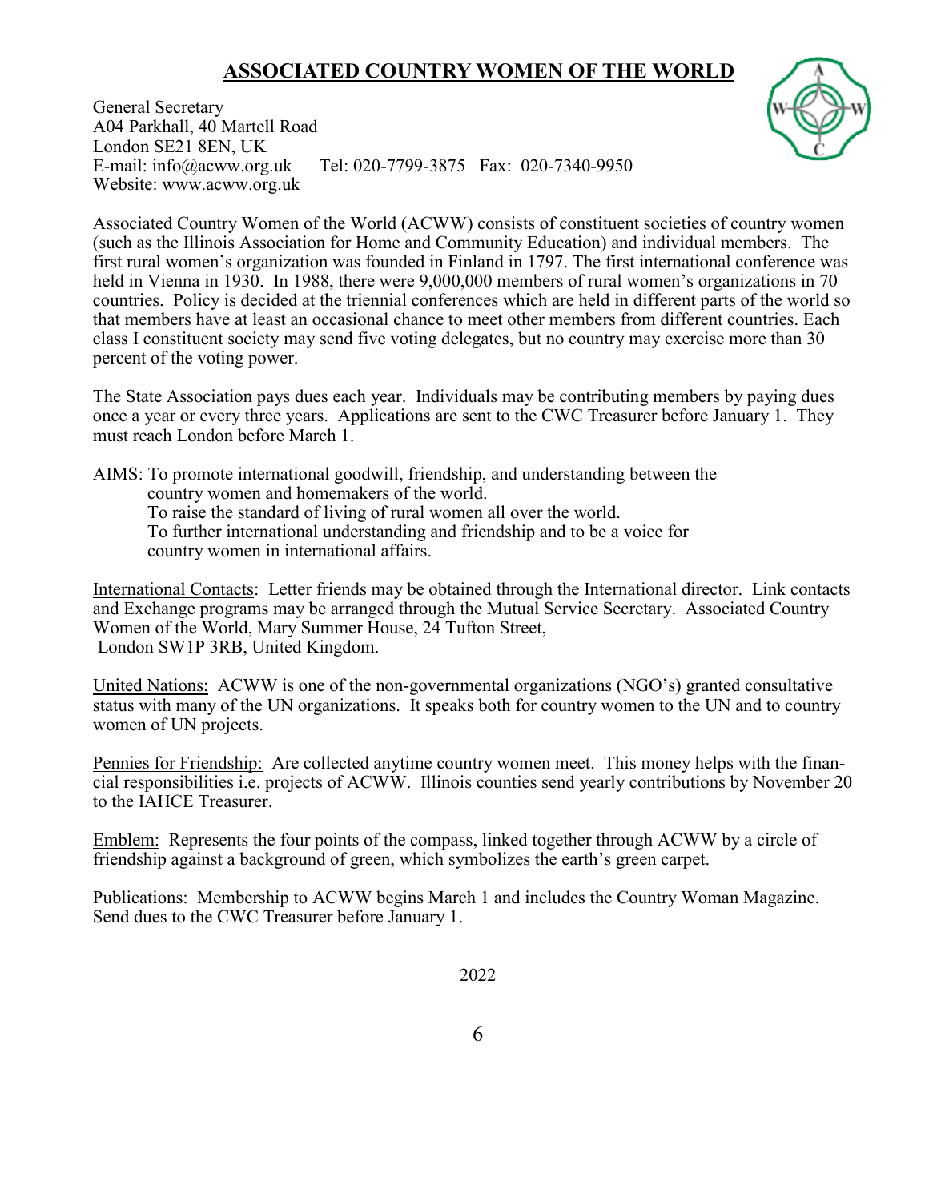# ASSOCIATED COUNTRY WOMEN OF THE WORLD

General Secretary
A04 Parkhall, 40 Martell Road
London SE21 8EN, UK
E-mail: info@acww.org.uk Tel: 020-7799-3875 Fax: 020-7340-9950
Website: www.acww.org.uk

Associated Country Women of the World (ACWW) consists of constituent societies of country women (such as the Illinois Association for Home and Community Education) and individual members. The first rural women's organization was founded in Finland in 1797. The first international conference was held in Vienna in 1930. In 1988, there were 9,000,000 members of rural women's organizations in 70 countries. Policy is decided at the triennial conferences which are held in different parts of the world so that members have at least an occasional chance to meet other members from different countries. Each class I constituent society may send five voting delegates, but no country may exercise more than 30 percent of the voting power.

The State Association pays dues each year. Individuals may be contributing members by paying dues once a year or every three years. Applications are sent to the CWC Treasurer before January 1. They must reach London before March 1.

AIMS: To promote international goodwill, friendship, and understanding between the country women and homemakers of the world.
To raise the standard of living of rural women all over the world.
To further international understanding and friendship and to be a voice for country women in international affairs.

International Contacts: Letter friends may be obtained through the International director. Link contacts and Exchange programs may be arranged through the Mutual Service Secretary. Associated Country Women of the World, Mary Summer House, 24 Tufton Street, London SW1P 3RB, United Kingdom.

United Nations: ACWW is one of the non-governmental organizations (NGO's) granted consultative status with many of the UN organizations. It speaks both for country women to the UN and to country women of UN projects.

Pennies for Friendship: Are collected anytime country women meet. This money helps with the financial responsibilities i.e. projects of ACWW. Illinois counties send yearly contributions by November 20 to the IAHCE Treasurer.

Emblem: Represents the four points of the compass, linked together through ACWW by a circle of friendship against a background of green, which symbolizes the earth's green carpet.

Publications: Membership to ACWW begins March 1 and includes the Country Woman Magazine. Send dues to the CWC Treasurer before January 1.

2022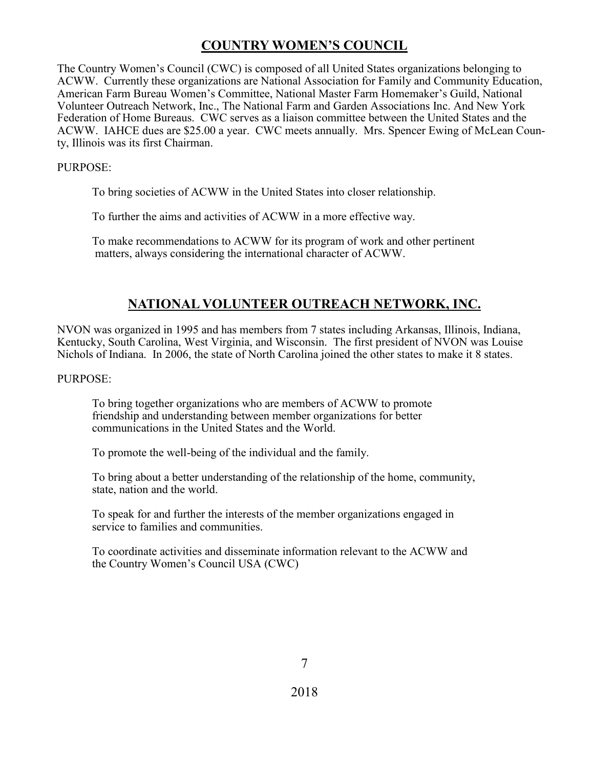## COUNTRY WOMEN'S COUNCIL

The Country Women's Council (CWC) is composed of all United States organizations belonging to ACWW. Currently these organizations are National Association for Family and Community Education, American Farm Bureau Women's Committee, National Master Farm Homemaker's Guild, National Volunteer Outreach Network, Inc., The National Farm and Garden Associations Inc. And New York Federation of Home Bureaus. CWC serves as a liaison committee between the United States and the ACWW. IAHCE dues are $25.00 a year. CWC meets annually. Mrs. Spencer Ewing of McLean County, Illinois was its first Chairman.

PURPOSE:

To bring societies of ACWW in the United States into closer relationship.

To further the aims and activities of ACWW in a more effective way.

To make recommendations to ACWW for its program of work and other pertinent matters, always considering the international character of ACWW.

## NATIONAL VOLUNTEER OUTREACH NETWORK, INC.

NVON was organized in 1995 and has members from 7 states including Arkansas, Illinois, Indiana, Kentucky, South Carolina, West Virginia, and Wisconsin. The first president of NVON was Louise Nichols of Indiana. In 2006, the state of North Carolina joined the other states to make it 8 states.

PURPOSE:

To bring together organizations who are members of ACWW to promote friendship and understanding between member organizations for better communications in the United States and the World.

To promote the well-being of the individual and the family.

To bring about a better understanding of the relationship of the home, community, state, nation and the world.

To speak for and further the interests of the member organizations engaged in service to families and communities.

To coordinate activities and disseminate information relevant to the ACWW and the Country Women's Council USA (CWC)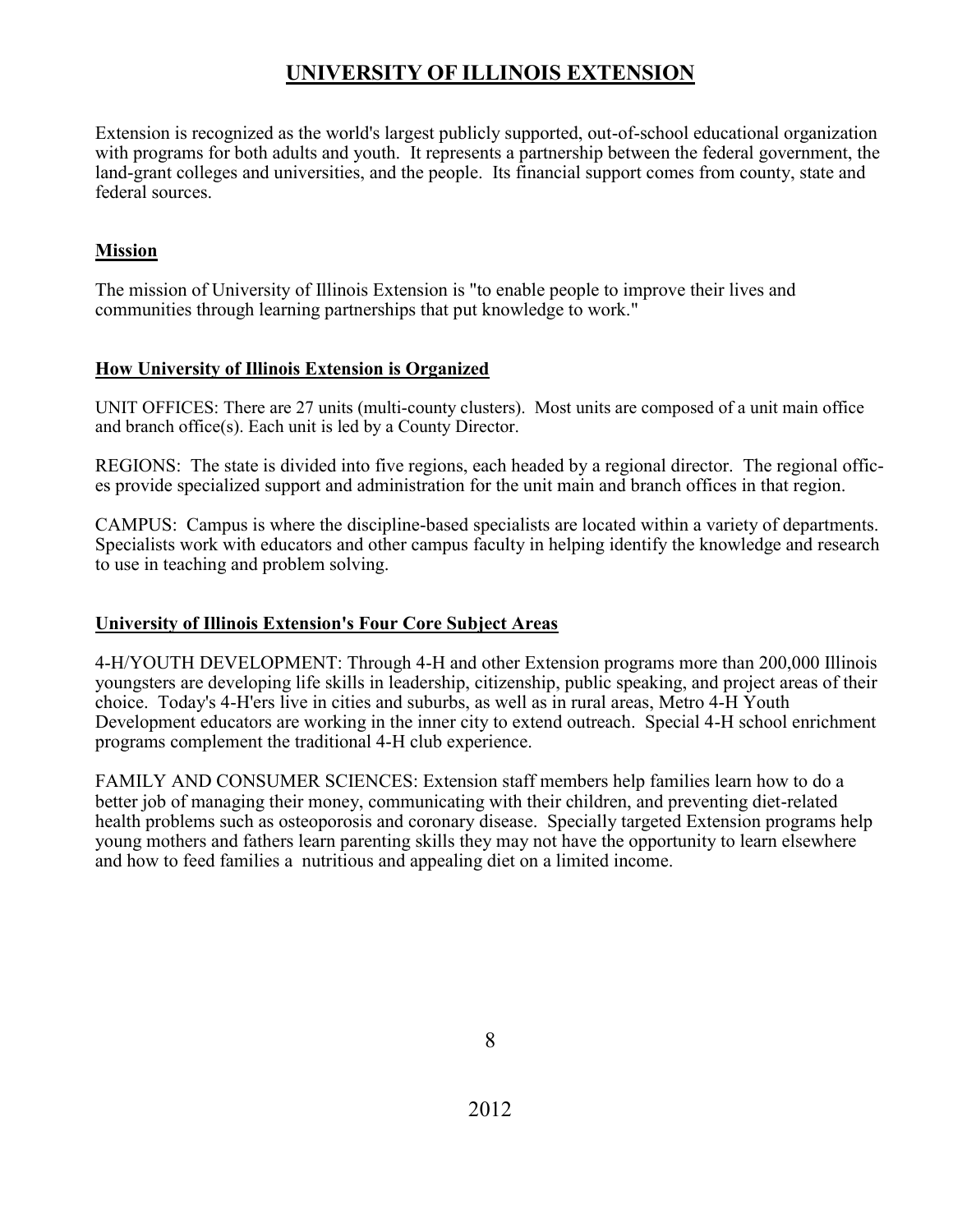# UNIVERSITY OF ILLINOIS EXTENSION

Extension is recognized as the world's largest publicly supported, out-of-school educational organization with programs for both adults and youth. It represents a partnership between the federal government, the land-grant colleges and universities, and the people. Its financial support comes from county, state and federal sources.

## Mission

The mission of University of Illinois Extension is "to enable people to improve their lives and communities through learning partnerships that put knowledge to work."

## How University of Illinois Extension is Organized

UNIT OFFICES: There are 27 units (multi-county clusters). Most units are composed of a unit main office and branch office(s). Each unit is led by a County Director.

REGIONS: The state is divided into five regions, each headed by a regional director. The regional offices provide specialized support and administration for the unit main and branch offices in that region.

CAMPUS: Campus is where the discipline-based specialists are located within a variety of departments. Specialists work with educators and other campus faculty in helping identify the knowledge and research to use in teaching and problem solving.

## University of Illinois Extension's Four Core Subject Areas

4-H/YOUTH DEVELOPMENT: Through 4-H and other Extension programs more than 200,000 Illinois youngsters are developing life skills in leadership, citizenship, public speaking, and project areas of their choice. Today's 4-H'ers live in cities and suburbs, as well as in rural areas, Metro 4-H Youth Development educators are working in the inner city to extend outreach. Special 4-H school enrichment programs complement the traditional 4-H club experience.

FAMILY AND CONSUMER SCIENCES: Extension staff members help families learn how to do a better job of managing their money, communicating with their children, and preventing diet-related health problems such as osteoporosis and coronary disease. Specially targeted Extension programs help young mothers and fathers learn parenting skills they may not have the opportunity to learn elsewhere and how to feed families a nutritious and appealing diet on a limited income.

2012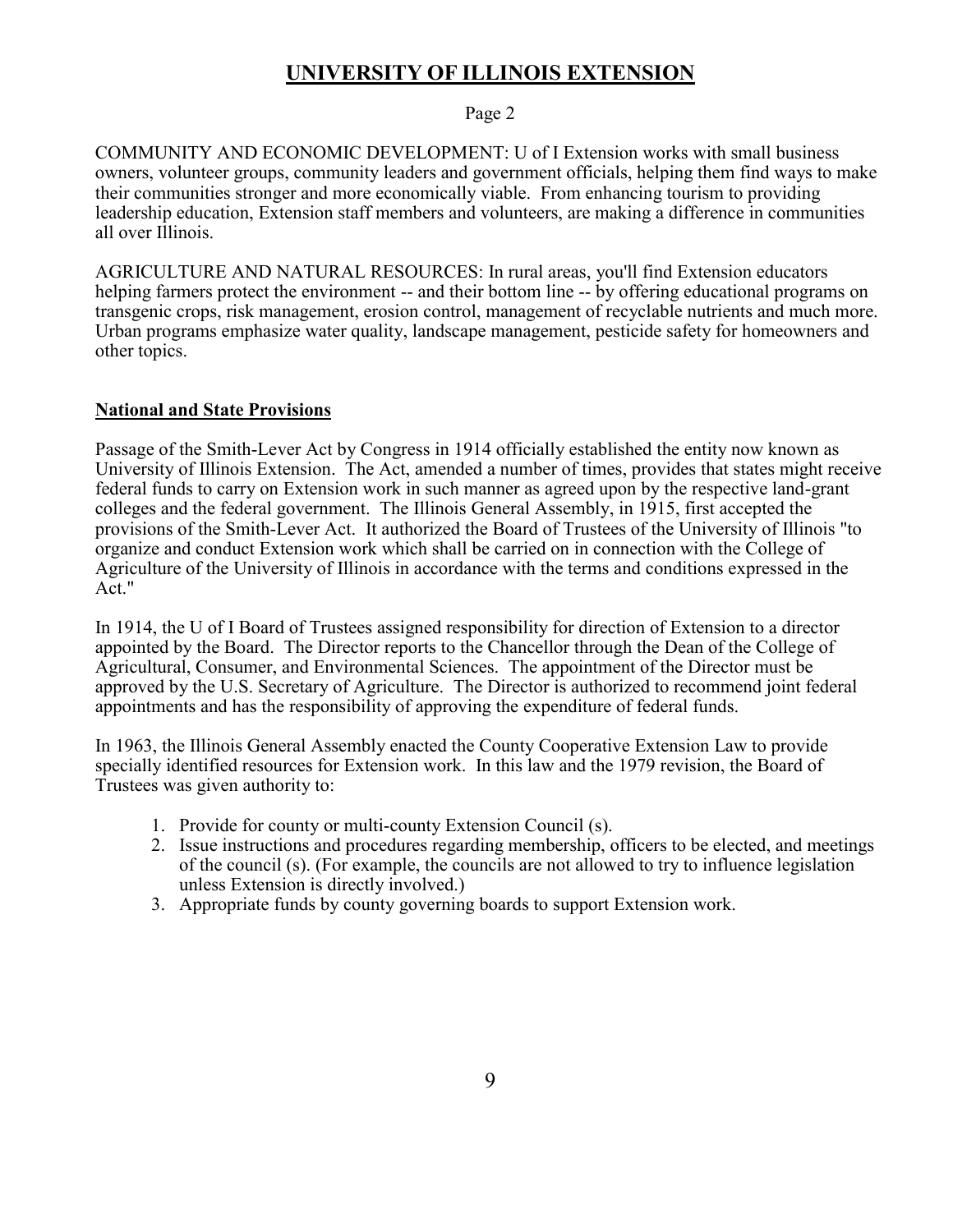# UNIVERSITY OF ILLINOIS EXTENSION

Page 2

COMMUNITY AND ECONOMIC DEVELOPMENT: U of I Extension works with small business owners, volunteer groups, community leaders and government officials, helping them find ways to make their communities stronger and more economically viable. From enhancing tourism to providing leadership education, Extension staff members and volunteers, are making a difference in communities all over Illinois.

AGRICULTURE AND NATURAL RESOURCES: In rural areas, you'll find Extension educators helping farmers protect the environment -- and their bottom line -- by offering educational programs on transgenic crops, risk management, erosion control, management of recyclable nutrients and much more. Urban programs emphasize water quality, landscape management, pesticide safety for homeowners and other topics.

## National and State Provisions

Passage of the Smith-Lever Act by Congress in 1914 officially established the entity now known as University of Illinois Extension. The Act, amended a number of times, provides that states might receive federal funds to carry on Extension work in such manner as agreed upon by the respective land-grant colleges and the federal government. The Illinois General Assembly, in 1915, first accepted the provisions of the Smith-Lever Act. It authorized the Board of Trustees of the University of Illinois "to organize and conduct Extension work which shall be carried on in connection with the College of Agriculture of the University of Illinois in accordance with the terms and conditions expressed in the Act."

In 1914, the U of I Board of Trustees assigned responsibility for direction of Extension to a director appointed by the Board. The Director reports to the Chancellor through the Dean of the College of Agricultural, Consumer, and Environmental Sciences. The appointment of the Director must be approved by the U.S. Secretary of Agriculture. The Director is authorized to recommend joint federal appointments and has the responsibility of approving the expenditure of federal funds.

In 1963, the Illinois General Assembly enacted the County Cooperative Extension Law to provide specially identified resources for Extension work. In this law and the 1979 revision, the Board of Trustees was given authority to:

1. Provide for county or multi-county Extension Council (s).
2. Issue instructions and procedures regarding membership, officers to be elected, and meetings of the council (s). (For example, the councils are not allowed to try to influence legislation unless Extension is directly involved.)
3. Appropriate funds by county governing boards to support Extension work.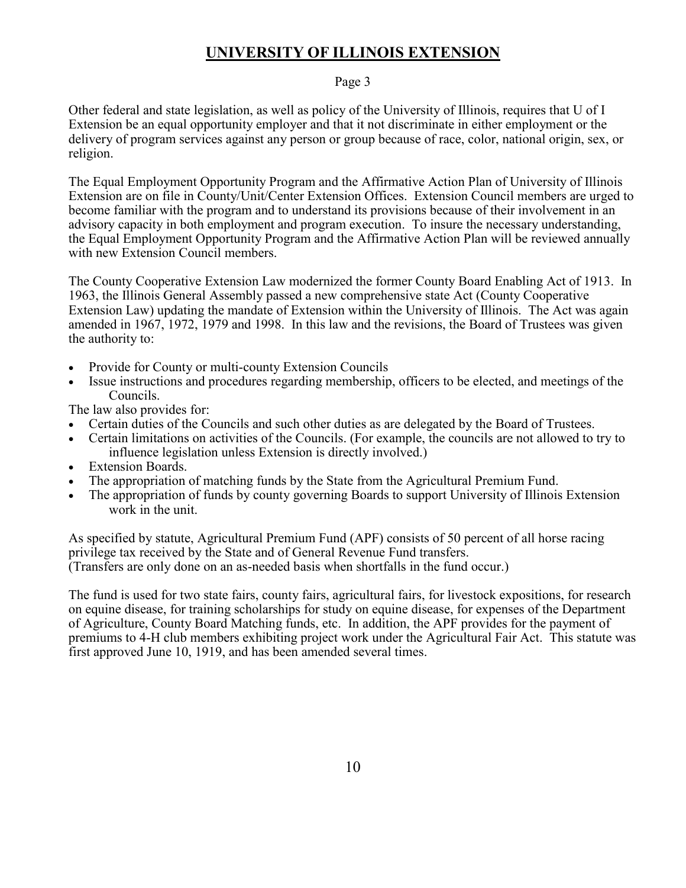## UNIVERSITY OF ILLINOIS EXTENSION

Page 3

Other federal and state legislation, as well as policy of the University of Illinois, requires that U of I Extension be an equal opportunity employer and that it not discriminate in either employment or the delivery of program services against any person or group because of race, color, national origin, sex, or religion.

The Equal Employment Opportunity Program and the Affirmative Action Plan of University of Illinois Extension are on file in County/Unit/Center Extension Offices. Extension Council members are urged to become familiar with the program and to understand its provisions because of their involvement in an advisory capacity in both employment and program execution. To insure the necessary understanding, the Equal Employment Opportunity Program and the Affirmative Action Plan will be reviewed annually with new Extension Council members.

The County Cooperative Extension Law modernized the former County Board Enabling Act of 1913. In 1963, the Illinois General Assembly passed a new comprehensive state Act (County Cooperative Extension Law) updating the mandate of Extension within the University of Illinois. The Act was again amended in 1967, 1972, 1979 and 1998. In this law and the revisions, the Board of Trustees was given the authority to:

- Provide for County or multi-county Extension Councils
- Issue instructions and procedures regarding membership, officers to be elected, and meetings of the Councils.

The law also provides for:

- Certain duties of the Councils and such other duties as are delegated by the Board of Trustees.
- Certain limitations on activities of the Councils. (For example, the councils are not allowed to try to influence legislation unless Extension is directly involved.)
- Extension Boards.
- The appropriation of matching funds by the State from the Agricultural Premium Fund.
- The appropriation of funds by county governing Boards to support University of Illinois Extension work in the unit.

As specified by statute, Agricultural Premium Fund (APF) consists of 50 percent of all horse racing privilege tax received by the State and of General Revenue Fund transfers.
(Transfers are only done on an as-needed basis when shortfalls in the fund occur.)

The fund is used for two state fairs, county fairs, agricultural fairs, for livestock expositions, for research on equine disease, for training scholarships for study on equine disease, for expenses of the Department of Agriculture, County Board Matching funds, etc. In addition, the APF provides for the payment of premiums to 4-H club members exhibiting project work under the Agricultural Fair Act. This statute was first approved June 10, 1919, and has been amended several times.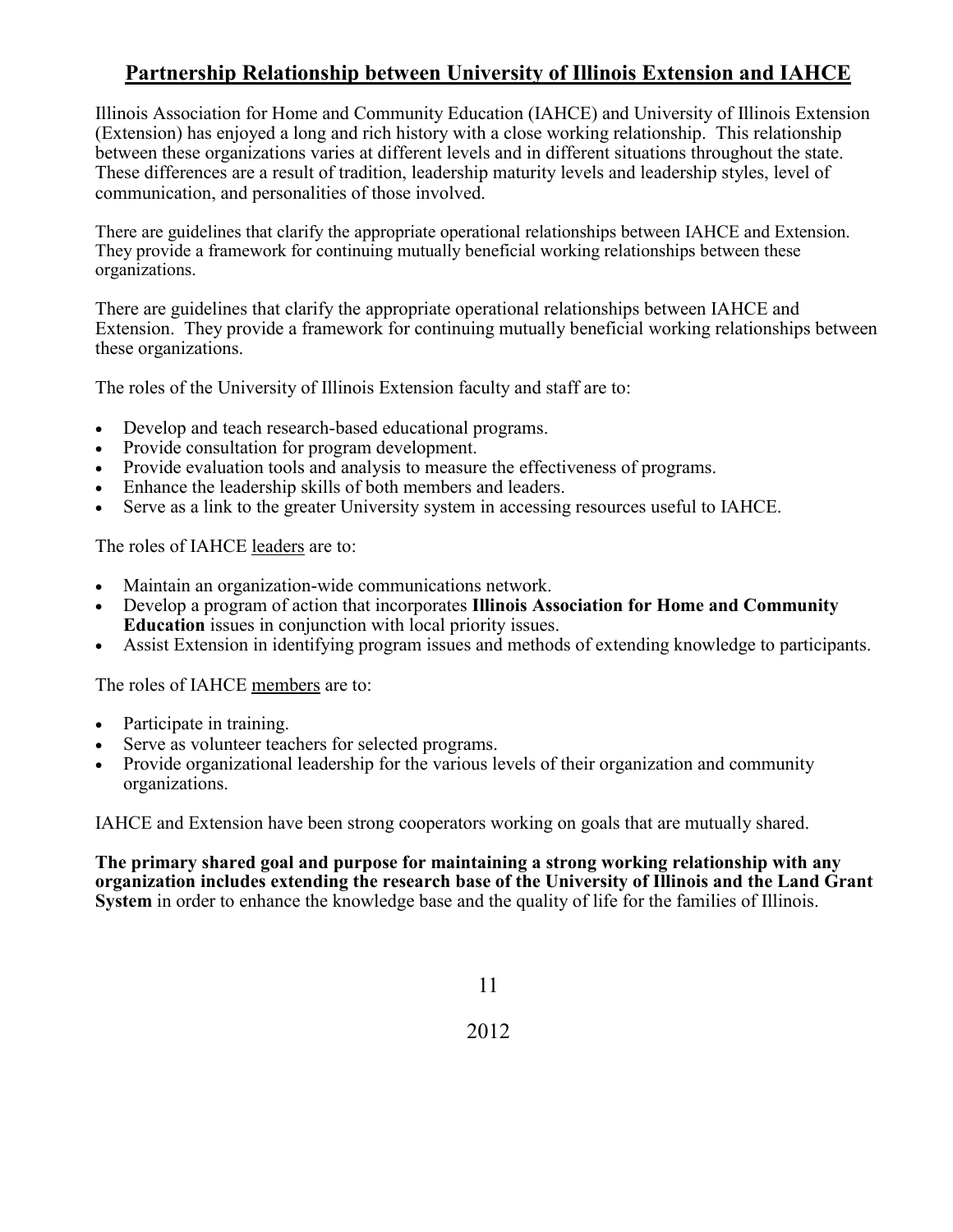## Partnership Relationship between University of Illinois Extension and IAHCE

Illinois Association for Home and Community Education (IAHCE) and University of Illinois Extension (Extension) has enjoyed a long and rich history with a close working relationship. This relationship between these organizations varies at different levels and in different situations throughout the state. These differences are a result of tradition, leadership maturity levels and leadership styles, level of communication, and personalities of those involved.

There are guidelines that clarify the appropriate operational relationships between IAHCE and Extension. They provide a framework for continuing mutually beneficial working relationships between these organizations.

There are guidelines that clarify the appropriate operational relationships between IAHCE and Extension. They provide a framework for continuing mutually beneficial working relationships between these organizations.

The roles of the University of Illinois Extension faculty and staff are to:

- Develop and teach research-based educational programs.
- Provide consultation for program development.
- Provide evaluation tools and analysis to measure the effectiveness of programs.
- Enhance the leadership skills of both members and leaders.
- Serve as a link to the greater University system in accessing resources useful to IAHCE.

The roles of IAHCE leaders are to:

- Maintain an organization-wide communications network.
- Develop a program of action that incorporates **Illinois Association for Home and Community Education** issues in conjunction with local priority issues.
- Assist Extension in identifying program issues and methods of extending knowledge to participants.

The roles of IAHCE members are to:

- Participate in training.
- Serve as volunteer teachers for selected programs.
- Provide organizational leadership for the various levels of their organization and community organizations.

IAHCE and Extension have been strong cooperators working on goals that are mutually shared.

**The primary shared goal and purpose for maintaining a strong working relationship with any organization includes extending the research base of the University of Illinois and the Land Grant System** in order to enhance the knowledge base and the quality of life for the families of Illinois.

2012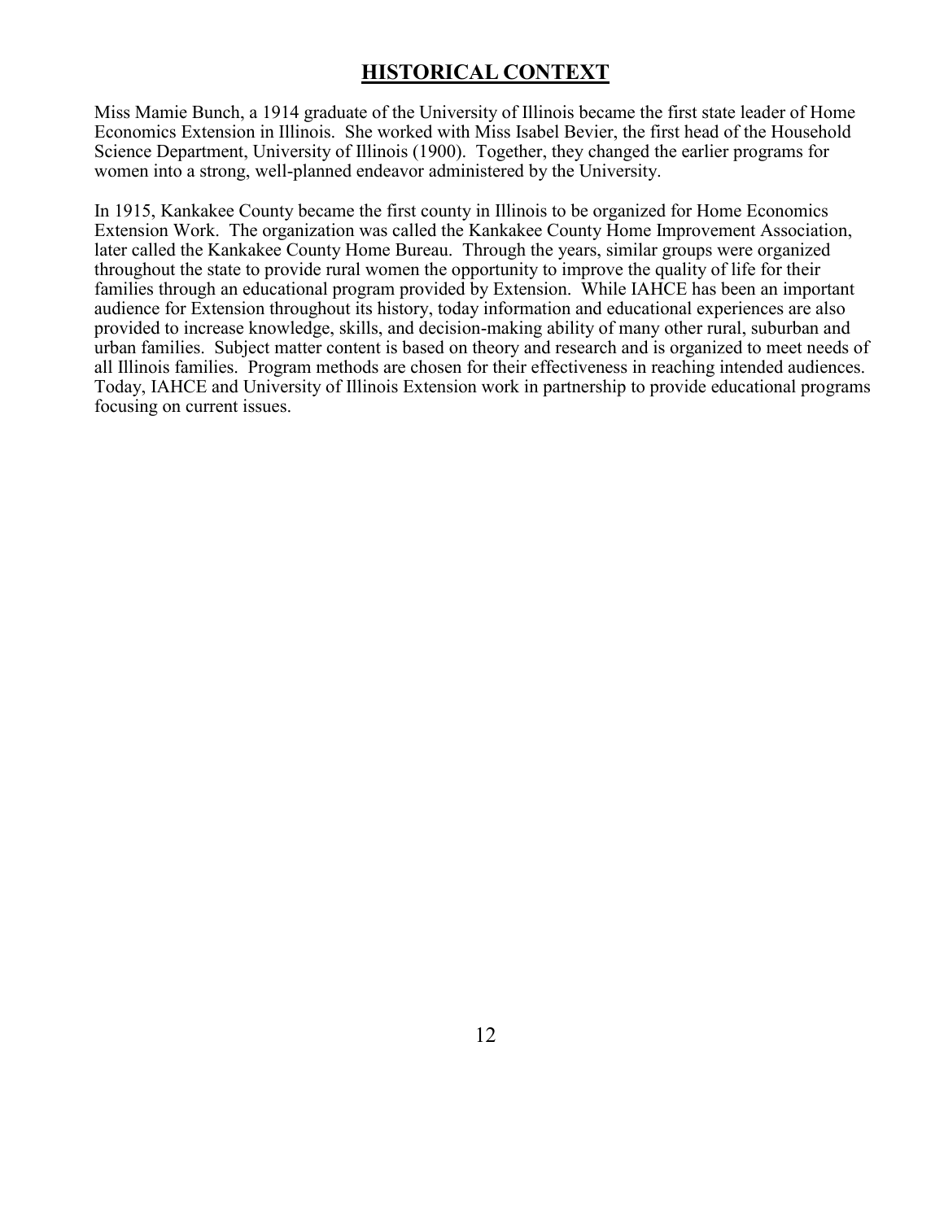# HISTORICAL CONTEXT

Miss Mamie Bunch, a 1914 graduate of the University of Illinois became the first state leader of Home Economics Extension in Illinois. She worked with Miss Isabel Bevier, the first head of the Household Science Department, University of Illinois (1900). Together, they changed the earlier programs for women into a strong, well-planned endeavor administered by the University.

In 1915, Kankakee County became the first county in Illinois to be organized for Home Economics Extension Work. The organization was called the Kankakee County Home Improvement Association, later called the Kankakee County Home Bureau. Through the years, similar groups were organized throughout the state to provide rural women the opportunity to improve the quality of life for their families through an educational program provided by Extension. While IAHCE has been an important audience for Extension throughout its history, today information and educational experiences are also provided to increase knowledge, skills, and decision-making ability of many other rural, suburban and urban families. Subject matter content is based on theory and research and is organized to meet needs of all Illinois families. Program methods are chosen for their effectiveness in reaching intended audiences. Today, IAHCE and University of Illinois Extension work in partnership to provide educational programs focusing on current issues.